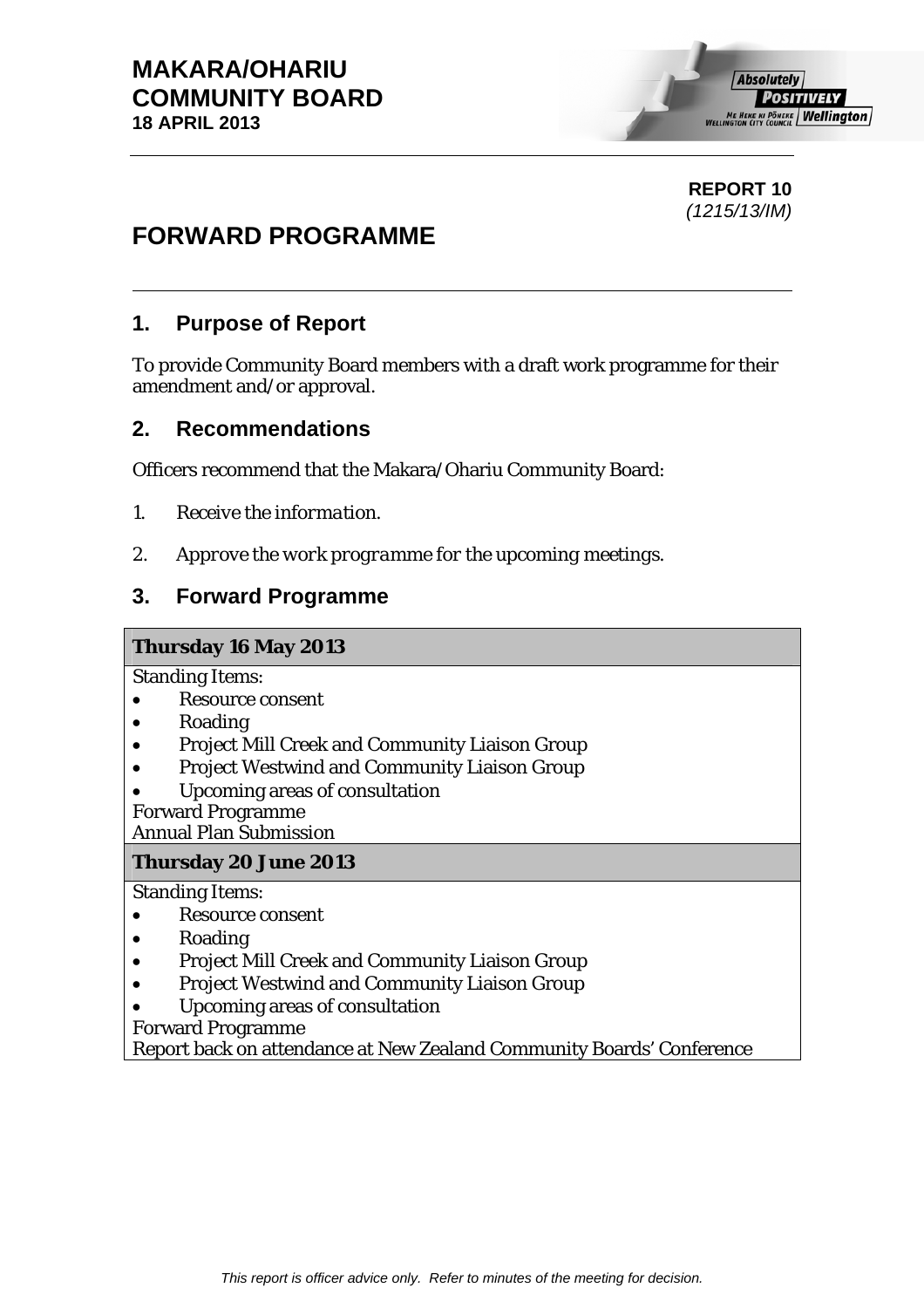**MAKARA/OHARIU COMMUNITY BOARD**
**18 APRIL 2013**

**REPORT 10**
*(1215/13/IM)*

# FORWARD PROGRAMME

## 1. Purpose of Report

To provide Community Board members with a draft work programme for their amendment and/or approval.

## 2. Recommendations

Officers recommend that the Makara/Ohariu Community Board:

1. *Receive the information.*

2. *Approve the work programme for the upcoming meetings.*

## 3. Forward Programme

| **Thursday 16 May 2013** |
|---|
| Standing Items:<br>• Resource consent<br>• Roading<br>• Project Mill Creek and Community Liaison Group<br>• Project Westwind and Community Liaison Group<br>• Upcoming areas of consultation<br>Forward Programme<br>Annual Plan Submission |
| **Thursday 20 June 2013** |
| Standing Items:<br>• Resource consent<br>• Roading<br>• Project Mill Creek and Community Liaison Group<br>• Project Westwind and Community Liaison Group<br>• Upcoming areas of consultation<br>Forward Programme<br>Report back on attendance at New Zealand Community Boards' Conference |

*This report is officer advice only. Refer to minutes of the meeting for decision.*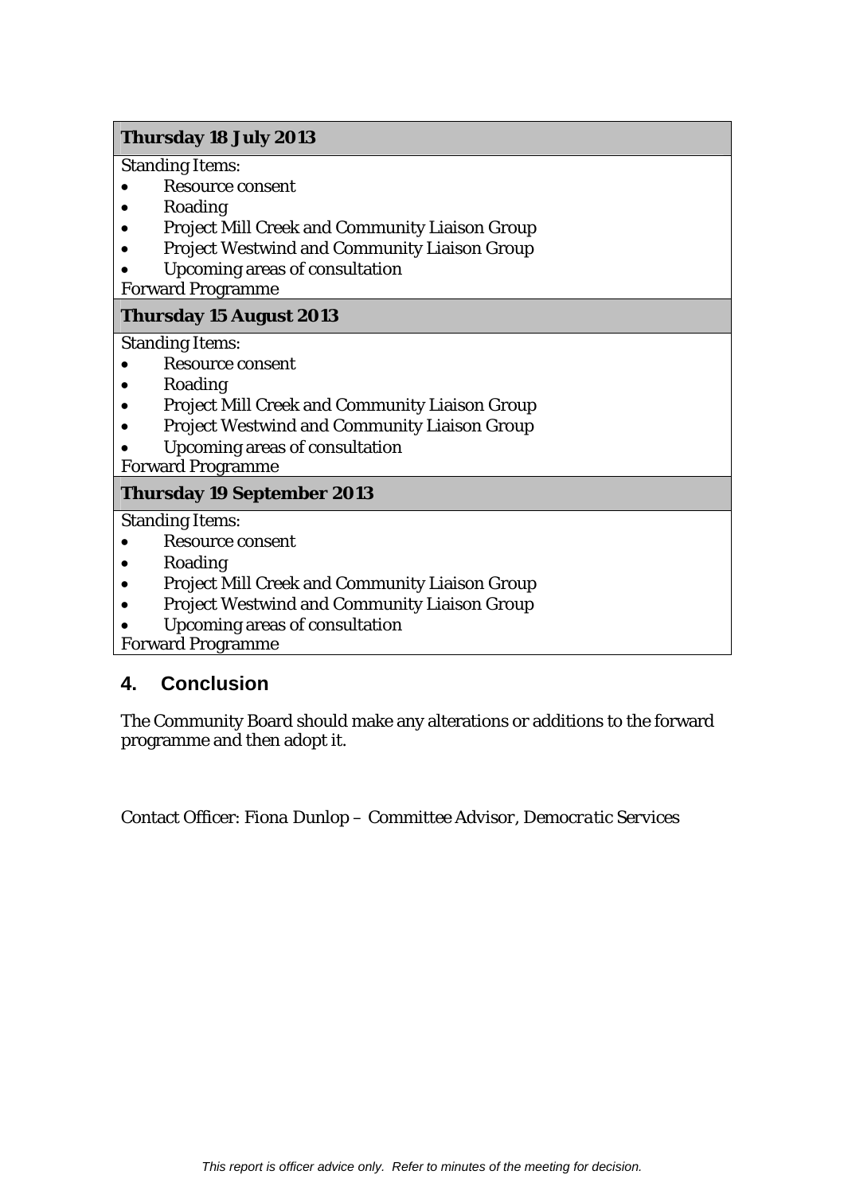| **Thursday 18 July 2013** |
|---|
| Standing Items:<br>• Resource consent<br>• Roading<br>• Project Mill Creek and Community Liaison Group<br>• Project Westwind and Community Liaison Group<br>• Upcoming areas of consultation<br>Forward Programme |
| **Thursday 15 August 2013** |
| Standing Items:<br>• Resource consent<br>• Roading<br>• Project Mill Creek and Community Liaison Group<br>• Project Westwind and Community Liaison Group<br>• Upcoming areas of consultation<br>Forward Programme |
| **Thursday 19 September 2013** |
| Standing Items:<br>• Resource consent<br>• Roading<br>• Project Mill Creek and Community Liaison Group<br>• Project Westwind and Community Liaison Group<br>• Upcoming areas of consultation<br>Forward Programme |

## 4. Conclusion

The Community Board should make any alterations or additions to the forward programme and then adopt it.

Contact Officer: Fiona Dunlop – Committee Advisor, Democratic Services

*This report is officer advice only. Refer to minutes of the meeting for decision.*